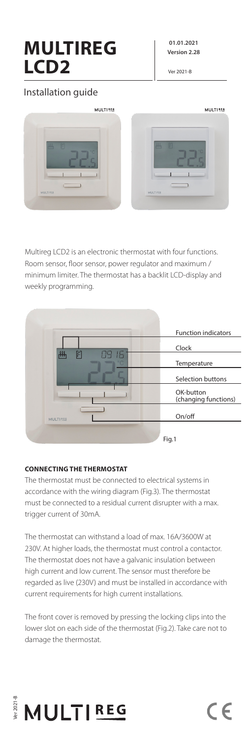# MULTIREG LCD2

**01.01.2021**
**Version 2.28**

Ver 2021-B

## Installation guide

Multireg LCD2 is an electronic thermostat with four functions. Room sensor, floor sensor, power regulator and maximum / minimum limiter. The thermostat has a backlit LCD-display and weekly programming.

Function indicators

Clock

Temperature

Selection buttons

OK-button (changing functions)

On/off

Fig.1

**CONNECTING THE THERMOSTAT**

The thermostat must be connected to electrical systems in accordance with the wiring diagram (Fig.3). The thermostat must be connected to a residual current disrupter with a max. trigger current of 30mA.

The thermostat can withstand a load of max. 16A/3600W at 230V. At higher loads, the thermostat must control a contactor. The thermostat does not have a galvanic insulation between high current and low current. The sensor must therefore be regarded as live (230V) and must be installed in accordance with current requirements for high current installations.

The front cover is removed by pressing the locking clips into the lower slot on each side of the thermostat (Fig.2). Take care not to damage the thermostat.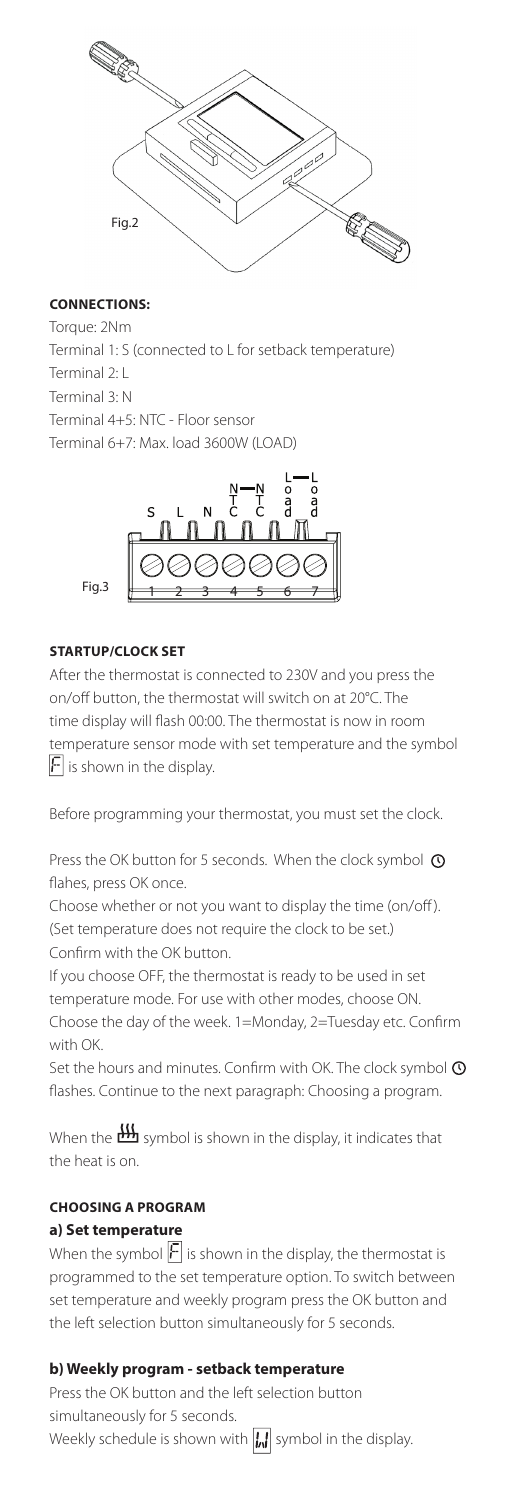Fig.2

**CONNECTIONS:**

Torque: 2Nm
Terminal 1: S (connected to L for setback temperature)
Terminal 2: L
Terminal 3: N
Terminal 4+5: NTC - Floor sensor
Terminal 6+7: Max. load 3600W (LOAD)

Fig.3

**STARTUP/CLOCK SET**

After the thermostat is connected to 230V and you press the on/off button, the thermostat will switch on at 20°C. The time display will flash 00:00. The thermostat is now in room temperature sensor mode with set temperature and the symbol F is shown in the display.

Before programming your thermostat, you must set the clock.

Press the OK button for 5 seconds. When the clock symbol flahes, press OK once.
Choose whether or not you want to display the time (on/off). (Set temperature does not require the clock to be set.) Confirm with the OK button.
If you choose OFF, the thermostat is ready to be used in set temperature mode. For use with other modes, choose ON. Choose the day of the week. 1=Monday, 2=Tuesday etc. Confirm with OK.
Set the hours and minutes. Confirm with OK. The clock symbol flashes. Continue to the next paragraph: Choosing a program.

When the symbol is shown in the display, it indicates that the heat is on.

**CHOOSING A PROGRAM**

**a) Set temperature**

When the symbol F is shown in the display, the thermostat is programmed to the set temperature option. To switch between set temperature and weekly program press the OK button and the left selection button simultaneously for 5 seconds.

**b) Weekly program - setback temperature**

Press the OK button and the left selection button simultaneously for 5 seconds.
Weekly schedule is shown with symbol in the display.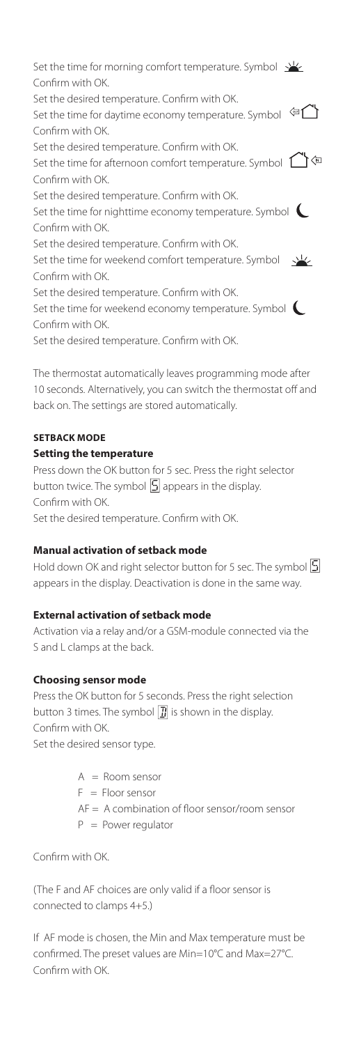Set the time for morning comfort temperature. Symbol ☀
Confirm with OK.
Set the desired temperature. Confirm with OK.
Set the time for daytime economy temperature. Symbol
Confirm with OK.
Set the desired temperature. Confirm with OK.
Set the time for afternoon comfort temperature. Symbol
Confirm with OK.
Set the desired temperature. Confirm with OK.
Set the time for nighttime economy temperature. Symbol ☾
Confirm with OK.
Set the desired temperature. Confirm with OK.
Set the time for weekend comfort temperature. Symbol ☀
Confirm with OK.
Set the desired temperature. Confirm with OK.
Set the time for weekend economy temperature. Symbol ☾
Confirm with OK.
Set the desired temperature. Confirm with OK.

The thermostat automatically leaves programming mode after 10 seconds. Alternatively, you can switch the thermostat off and back on. The settings are stored automatically.

#### SETBACK MODE

#### Setting the temperature

Press down the OK button for 5 sec. Press the right selector button twice. The symbol S appears in the display.
Confirm with OK.
Set the desired temperature. Confirm with OK.

#### Manual activation of setback mode

Hold down OK and right selector button for 5 sec. The symbol S appears in the display. Deactivation is done in the same way.

#### External activation of setback mode

Activation via a relay and/or a GSM-module connected via the S and L clamps at the back.

#### Choosing sensor mode

Press the OK button for 5 seconds. Press the right selection button 3 times. The symbol is shown in the display.
Confirm with OK.
Set the desired sensor type.

- A = Room sensor
- F = Floor sensor
- AF = A combination of floor sensor/room sensor
- P = Power regulator

Confirm with OK.

(The F and AF choices are only valid if a floor sensor is connected to clamps 4+5.)

If AF mode is chosen, the Min and Max temperature must be confirmed. The preset values are Min=10°C and Max=27°C. Confirm with OK.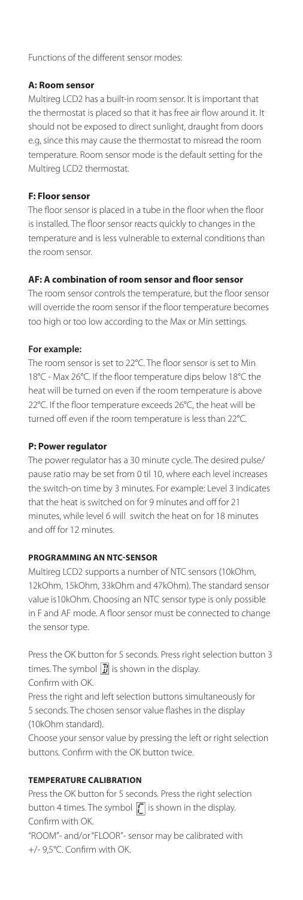Functions of the different sensor modes:

**A: Room sensor**

Multireg LCD2 has a built-in room sensor. It is important that the thermostat is placed so that it has free air flow around it. It should not be exposed to direct sunlight, draught from doors e.g, since this may cause the thermostat to misread the room temperature. Room sensor mode is the default setting for the Multireg LCD2 thermostat.

**F: Floor sensor**

The floor sensor is placed in a tube in the floor when the floor is installed. The floor sensor reacts quickly to changes in the temperature and is less vulnerable to external conditions than the room sensor.

**AF: A combination of room sensor and floor sensor**

The room sensor controls the temperature, but the floor sensor will override the room sensor if the floor temperature becomes too high or too low according to the Max or Min settings.

**For example:**

The room sensor is set to 22°C. The floor sensor is set to Min 18°C - Max 26°C. If the floor temperature dips below 18°C the heat will be turned on even if the room temperature is above 22°C. If the floor temperature exceeds 26°C, the heat will be turned off even if the room temperature is less than 22°C.

**P: Power regulator**

The power regulator has a 30 minute cycle. The desired pulse/pause ratio may be set from 0 til 10, where each level increases the switch-on time by 3 minutes. For example: Level 3 indicates that the heat is switched on for 9 minutes and off for 21 minutes, while level 6 will switch the heat on for 18 minutes and off for 12 minutes.

**PROGRAMMING AN NTC-SENSOR**

Multireg LCD2 supports a number of NTC sensors (10kOhm, 12kOhm, 15kOhm, 33kOhm and 47kOhm). The standard sensor value is10kOhm. Choosing an NTC sensor type is only possible in F and AF mode. A floor sensor must be connected to change the sensor type.

Press the OK button for 5 seconds. Press right selection button 3 times. The symbol is shown in the display.
Confirm with OK.
Press the right and left selection buttons simultaneously for 5 seconds. The chosen sensor value flashes in the display (10kOhm standard).
Choose your sensor value by pressing the left or right selection buttons. Confirm with the OK button twice.

**TEMPERATURE CALIBRATION**

Press the OK button for 5 seconds. Press the right selection button 4 times. The symbol is shown in the display.
Confirm with OK.
"ROOM"- and/or "FLOOR"- sensor may be calibrated with +/- 9,5°C. Confirm with OK.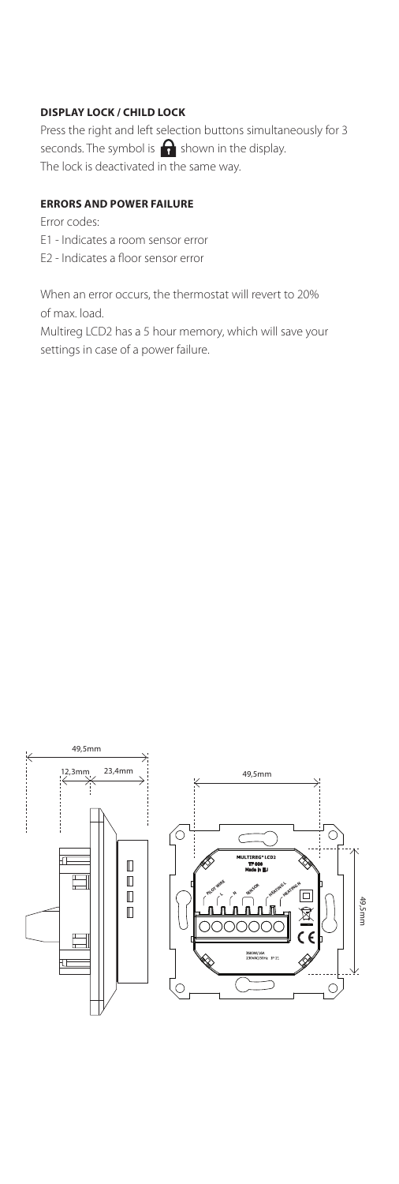**DISPLAY LOCK / CHILD LOCK**

Press the right and left selection buttons simultaneously for 3 seconds. The symbol is 🔒 shown in the display.
The lock is deactivated in the same way.

**ERRORS AND POWER FAILURE**

Error codes:
E1 - Indicates a room sensor error
E2 - Indicates a floor sensor error

When an error occurs, the thermostat will revert to 20% of max. load.
Multireg LCD2 has a 5 hour memory, which will save your settings in case of a power failure.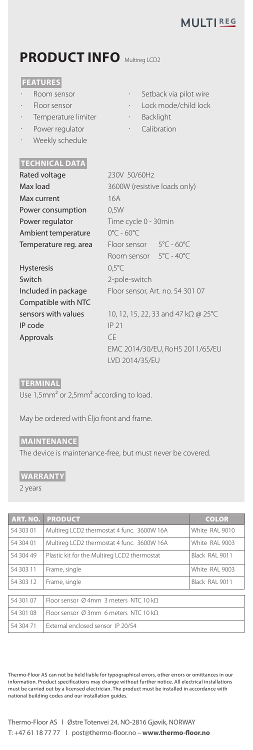MULTI REG

# PRODUCT INFO Multireg LCD2

## FEATURES

- Room sensor
- Floor sensor
- Temperature limiter
- Power regulator
- Weekly schedule
- Setback via pilot wire
- Lock mode/child lock
- Backlight
- Calibration

## TECHNICAL DATA

| | |
|---|---|
| Rated voltage | 230V 50/60Hz |
| Max load | 3600W (resistive loads only) |
| Max current | 16A |
| Power consumption | 0,5W |
| Power regulator | Time cycle 0 - 30min |
| Ambient temperature | 0°C - 60°C |
| Temperature reg. area | Floor sensor 5°C - 60°C<br>Room sensor 5°C - 40°C |
| Hysteresis | 0,5°C |
| Switch | 2-pole-switch |
| Included in package | Floor sensor, Art. no. 54 301 07 |
| Compatible with NTC sensors with values | 10, 12, 15, 22, 33 and 47 kΩ @ 25°C |
| IP code | IP 21 |
| Approvals | CE<br>EMC 2014/30/EU, RoHS 2011/65/EU<br>LVD 2014/35/EU |

## TERMINAL

Use 1,5mm² or 2,5mm² according to load.

May be ordered with Eljo front and frame.

## MAINTENANCE

The device is maintenance-free, but must never be covered.

## WARRANTY

2 years

| ART. NO. | PRODUCT | COLOR |
|---|---|---|
| 54 303 01 | Multireg LCD2 thermostat 4 func. 3600W 16A | White RAL 9010 |
| 54 304 01 | Multireg LCD2 thermostat 4 func. 3600W 16A | White RAL 9003 |
| 54 304 49 | Plastic kit for the Multireg LCD2 thermostat | Black RAL 9011 |
| 54 303 11 | Frame, single | White RAL 9003 |
| 54 303 12 | Frame, single | Black RAL 9011 |
| 54 301 07 | Floor sensor Ø 4mm 3 meters NTC 10 kΩ | |
| 54 301 08 | Floor sensor Ø 3mm 6 meters NTC 10 kΩ | |
| 54 304 71 | External enclosed sensor IP 20/54 | |

Thermo-Floor AS can not be held liable for typographical errors, other errors or omittances in our information. Product specifications may change without further notice. All electrical installations must be carried out by a licensed electrician. The product must be installed in accordance with national building codes and our installation guides.

Thermo-Floor AS I Østre Totenvei 24, NO-2816 Gjøvik, NORWAY
T: +47 61 18 77 77 I post@thermo-floor.no – **www.thermo-floor.no**